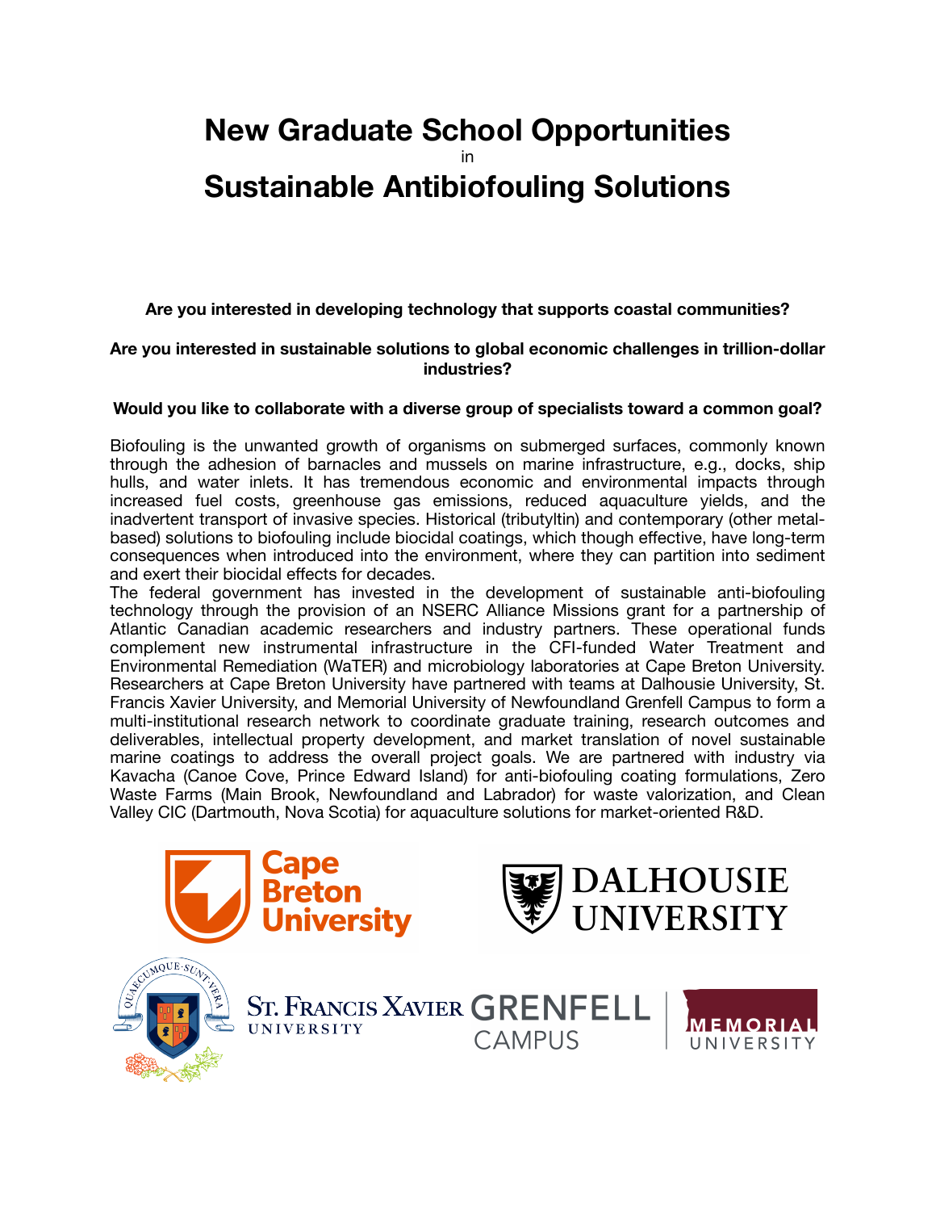# New Graduate School Opportunities

in

# Sustainable Antibiofouling Solutions

**Are you interested in developing technology that supports coastal communities?**

**Are you interested in sustainable solutions to global economic challenges in trillion-dollar industries?**

**Would you like to collaborate with a diverse group of specialists toward a common goal?**

Biofouling is the unwanted growth of organisms on submerged surfaces, commonly known through the adhesion of barnacles and mussels on marine infrastructure, e.g., docks, ship hulls, and water inlets. It has tremendous economic and environmental impacts through increased fuel costs, greenhouse gas emissions, reduced aquaculture yields, and the inadvertent transport of invasive species. Historical (tributyltin) and contemporary (other metal-based) solutions to biofouling include biocidal coatings, which though effective, have long-term consequences when introduced into the environment, where they can partition into sediment and exert their biocidal effects for decades.

The federal government has invested in the development of sustainable anti-biofouling technology through the provision of an NSERC Alliance Missions grant for a partnership of Atlantic Canadian academic researchers and industry partners. These operational funds complement new instrumental infrastructure in the CFI-funded Water Treatment and Environmental Remediation (WaTER) and microbiology laboratories at Cape Breton University. Researchers at Cape Breton University have partnered with teams at Dalhousie University, St. Francis Xavier University, and Memorial University of Newfoundland Grenfell Campus to form a multi-institutional research network to coordinate graduate training, research outcomes and deliverables, intellectual property development, and market translation of novel sustainable marine coatings to address the overall project goals. We are partnered with industry via Kavacha (Canoe Cove, Prince Edward Island) for anti-biofouling coating formulations, Zero Waste Farms (Main Brook, Newfoundland and Labrador) for waste valorization, and Clean Valley CIC (Dartmouth, Nova Scotia) for aquaculture solutions for market-oriented R&D.

Cape Breton University

DALHOUSIE UNIVERSITY

ST. FRANCIS XAVIER UNIVERSITY

GRENFELL CAMPUS | MEMORIAL UNIVERSITY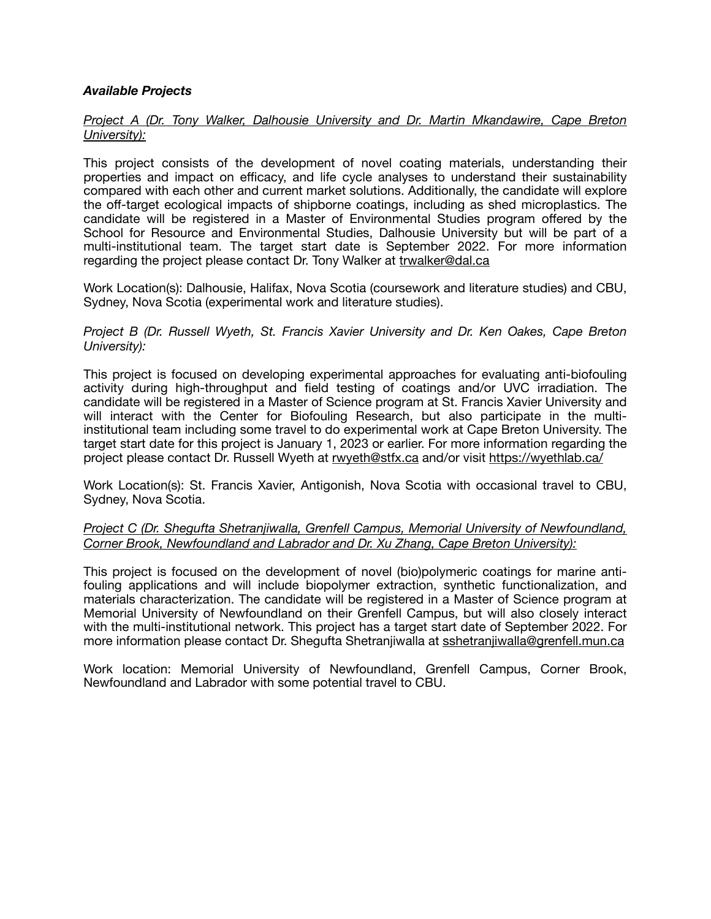### ***Available Projects***

*Project A (Dr. Tony Walker, Dalhousie University and Dr. Martin Mkandawire, Cape Breton University):*

This project consists of the development of novel coating materials, understanding their properties and impact on efficacy, and life cycle analyses to understand their sustainability compared with each other and current market solutions. Additionally, the candidate will explore the off-target ecological impacts of shipborne coatings, including as shed microplastics. The candidate will be registered in a Master of Environmental Studies program offered by the School for Resource and Environmental Studies, Dalhousie University but will be part of a multi-institutional team. The target start date is September 2022. For more information regarding the project please contact Dr. Tony Walker at trwalker@dal.ca

Work Location(s): Dalhousie, Halifax, Nova Scotia (coursework and literature studies) and CBU, Sydney, Nova Scotia (experimental work and literature studies).

*Project B (Dr. Russell Wyeth, St. Francis Xavier University and Dr. Ken Oakes, Cape Breton University):*

This project is focused on developing experimental approaches for evaluating anti-biofouling activity during high-throughput and field testing of coatings and/or UVC irradiation. The candidate will be registered in a Master of Science program at St. Francis Xavier University and will interact with the Center for Biofouling Research, but also participate in the multi-institutional team including some travel to do experimental work at Cape Breton University. The target start date for this project is January 1, 2023 or earlier. For more information regarding the project please contact Dr. Russell Wyeth at rwyeth@stfx.ca and/or visit https://wyethlab.ca/

Work Location(s): St. Francis Xavier, Antigonish, Nova Scotia with occasional travel to CBU, Sydney, Nova Scotia.

*Project C (Dr. Shegufta Shetranjiwalla, Grenfell Campus, Memorial University of Newfoundland, Corner Brook, Newfoundland and Labrador and Dr. Xu Zhang, Cape Breton University):*

This project is focused on the development of novel (bio)polymeric coatings for marine anti-fouling applications and will include biopolymer extraction, synthetic functionalization, and materials characterization. The candidate will be registered in a Master of Science program at Memorial University of Newfoundland on their Grenfell Campus, but will also closely interact with the multi-institutional network. This project has a target start date of September 2022. For more information please contact Dr. Shegufta Shetranjiwalla at sshetranjiwalla@grenfell.mun.ca

Work location: Memorial University of Newfoundland, Grenfell Campus, Corner Brook, Newfoundland and Labrador with some potential travel to CBU.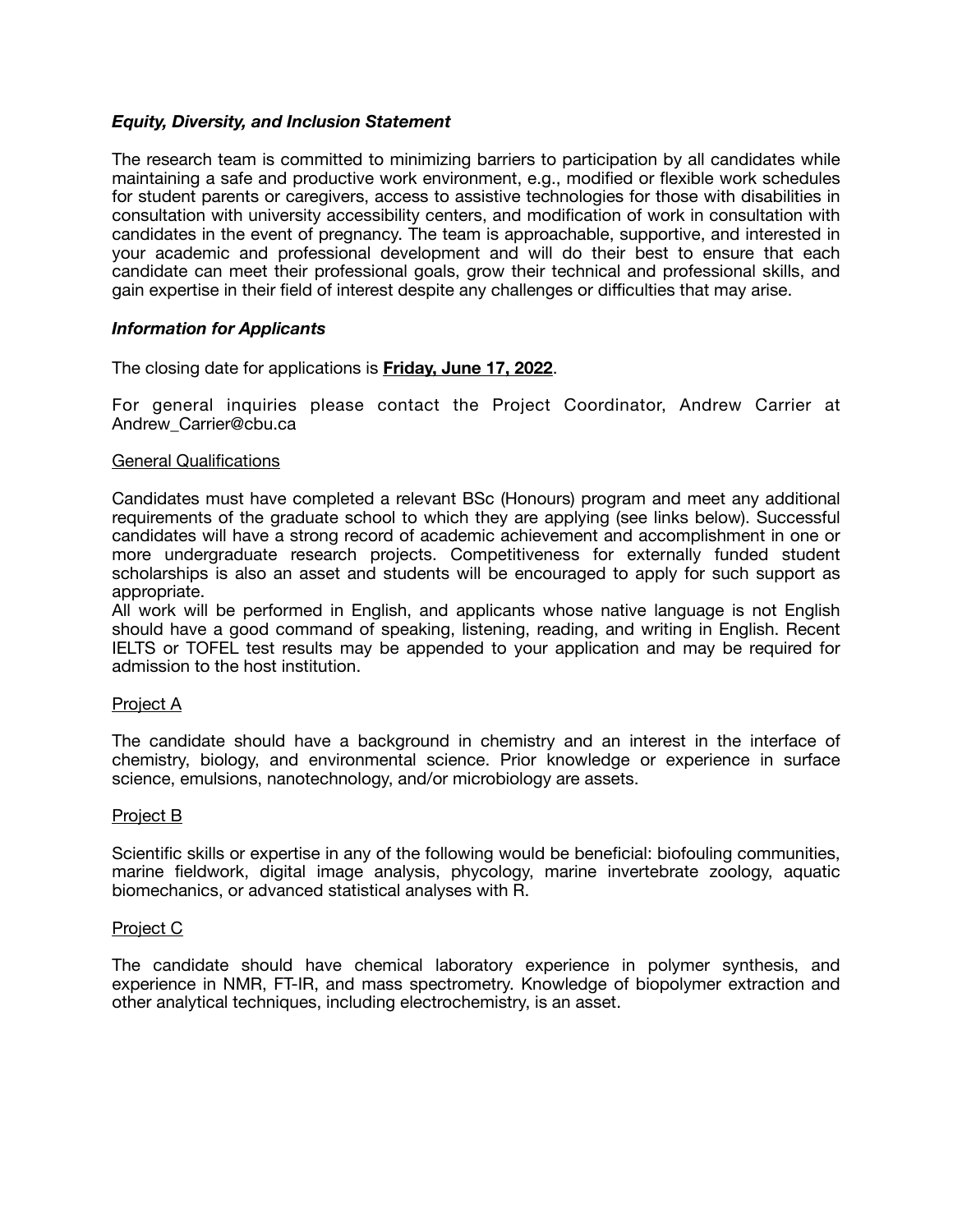### *Equity, Diversity, and Inclusion Statement*

The research team is committed to minimizing barriers to participation by all candidates while maintaining a safe and productive work environment, e.g., modified or flexible work schedules for student parents or caregivers, access to assistive technologies for those with disabilities in consultation with university accessibility centers, and modification of work in consultation with candidates in the event of pregnancy. The team is approachable, supportive, and interested in your academic and professional development and will do their best to ensure that each candidate can meet their professional goals, grow their technical and professional skills, and gain expertise in their field of interest despite any challenges or difficulties that may arise.

### *Information for Applicants*

The closing date for applications is **Friday, June 17, 2022**.

For general inquiries please contact the Project Coordinator, Andrew Carrier at Andrew_Carrier@cbu.ca

General Qualifications

Candidates must have completed a relevant BSc (Honours) program and meet any additional requirements of the graduate school to which they are applying (see links below). Successful candidates will have a strong record of academic achievement and accomplishment in one or more undergraduate research projects. Competitiveness for externally funded student scholarships is also an asset and students will be encouraged to apply for such support as appropriate.
All work will be performed in English, and applicants whose native language is not English should have a good command of speaking, listening, reading, and writing in English. Recent IELTS or TOFEL test results may be appended to your application and may be required for admission to the host institution.

Project A

The candidate should have a background in chemistry and an interest in the interface of chemistry, biology, and environmental science. Prior knowledge or experience in surface science, emulsions, nanotechnology, and/or microbiology are assets.

Project B

Scientific skills or expertise in any of the following would be beneficial: biofouling communities, marine fieldwork, digital image analysis, phycology, marine invertebrate zoology, aquatic biomechanics, or advanced statistical analyses with R.

Project C

The candidate should have chemical laboratory experience in polymer synthesis, and experience in NMR, FT-IR, and mass spectrometry. Knowledge of biopolymer extraction and other analytical techniques, including electrochemistry, is an asset.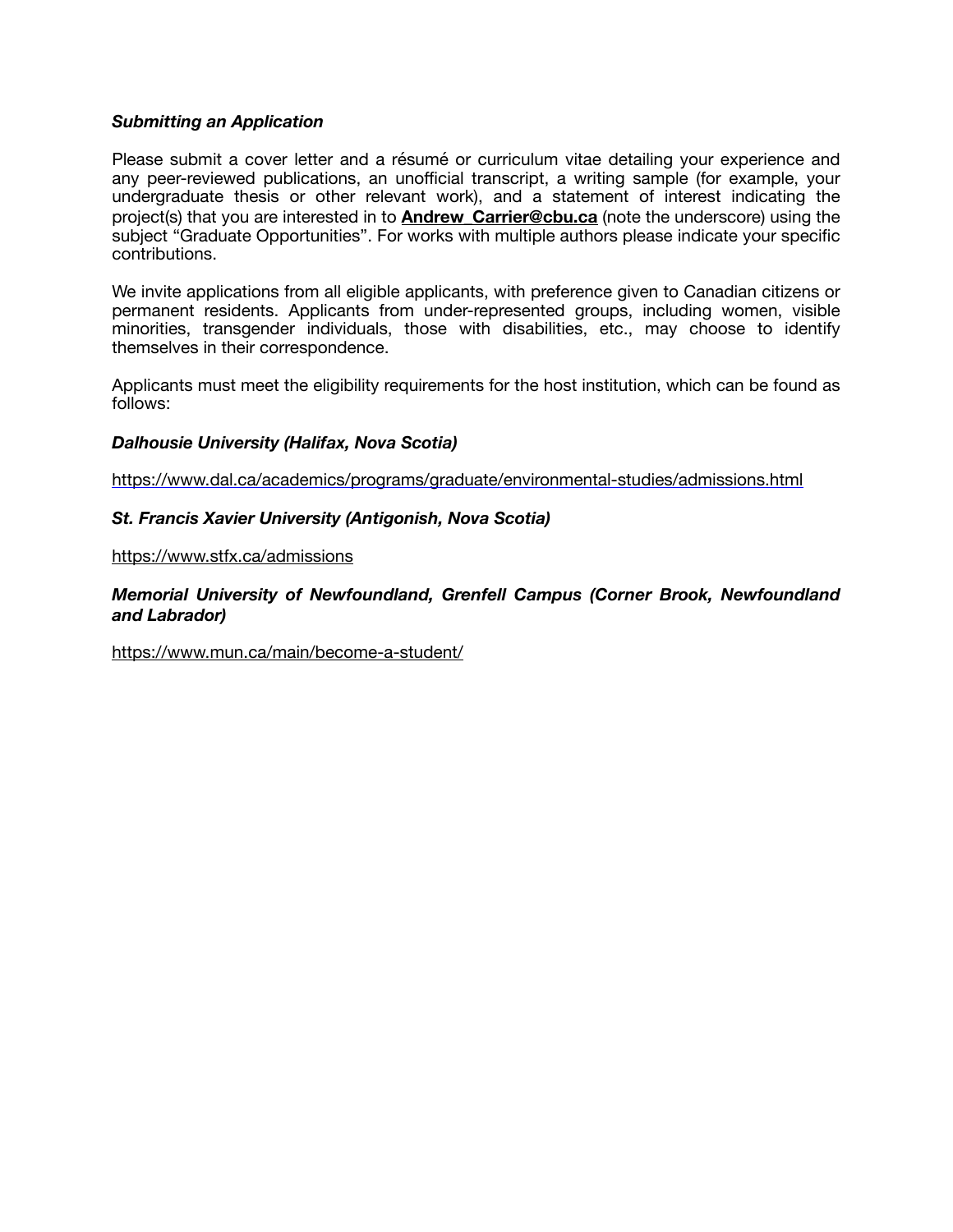***Submitting an Application***

Please submit a cover letter and a résumé or curriculum vitae detailing your experience and any peer-reviewed publications, an unofficial transcript, a writing sample (for example, your undergraduate thesis or other relevant work), and a statement of interest indicating the project(s) that you are interested in to **Andrew_Carrier@cbu.ca** (note the underscore) using the subject "Graduate Opportunities". For works with multiple authors please indicate your specific contributions.

We invite applications from all eligible applicants, with preference given to Canadian citizens or permanent residents. Applicants from under-represented groups, including women, visible minorities, transgender individuals, those with disabilities, etc., may choose to identify themselves in their correspondence.

Applicants must meet the eligibility requirements for the host institution, which can be found as follows:

***Dalhousie University (Halifax, Nova Scotia)***

https://www.dal.ca/academics/programs/graduate/environmental-studies/admissions.html

***St. Francis Xavier University (Antigonish, Nova Scotia)***

https://www.stfx.ca/admissions

***Memorial University of Newfoundland, Grenfell Campus (Corner Brook, Newfoundland and Labrador)***

https://www.mun.ca/main/become-a-student/